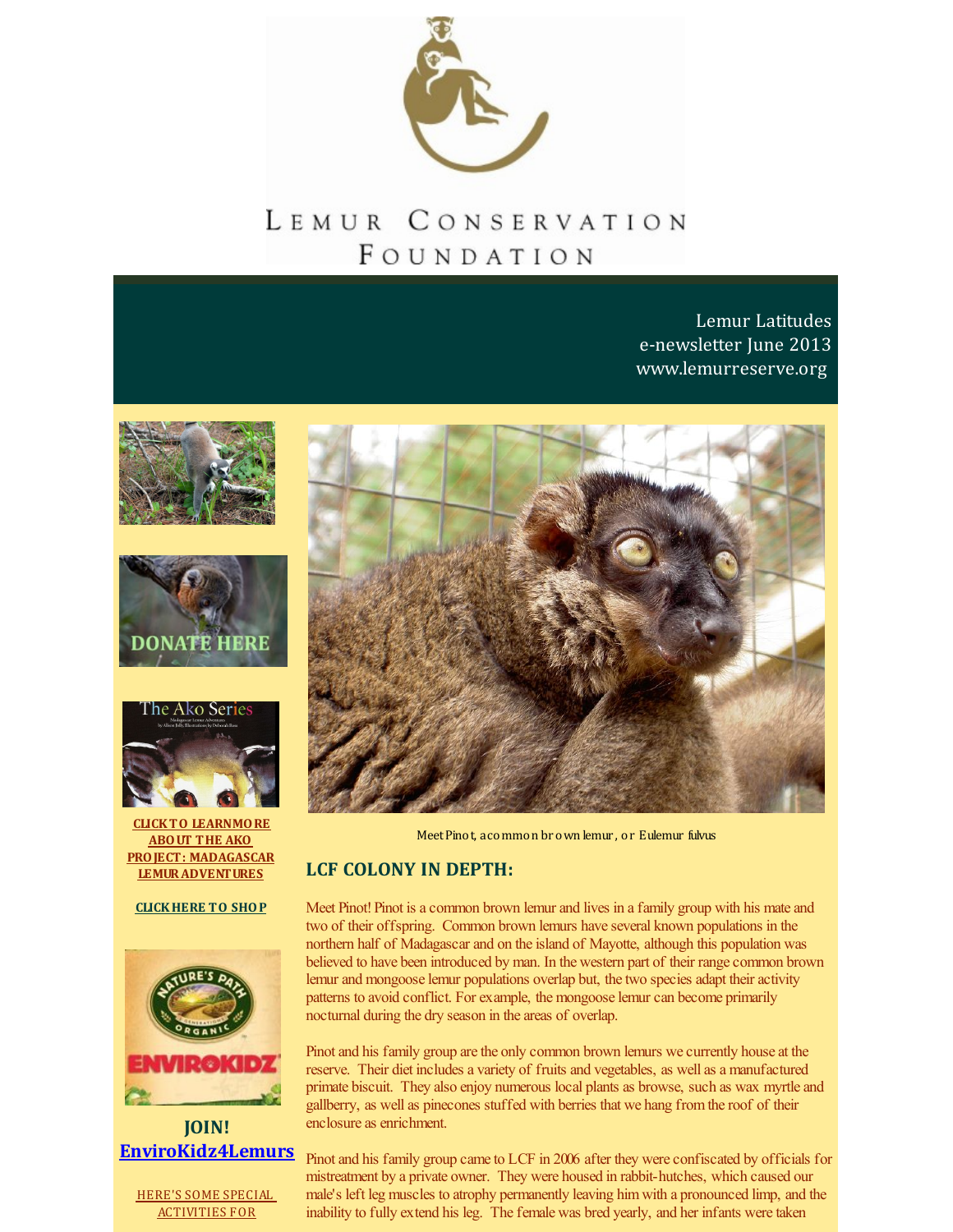LEMUR CONSERVATION FOUNDATION

Lemur Latitudes
e-newsletter June 2013
www.lemurreserve.org

DONATE HERE

The Ako Series

**CLICK TO LEARN MORE ABOUT THE AKO PROJECT: MADAGASCAR LEMUR ADVENTURES**

**CLICK HERE TO SHOP**

**JOIN! EnviroKidz4Lemurs**

HERE'S SOME SPECIAL ACTIVITIES FOR

Meet Pinot, a common brown lemur, or Eulemur fulvus

## LCF COLONY IN DEPTH:

Meet Pinot! Pinot is a common brown lemur and lives in a family group with his mate and two of their offspring. Common brown lemurs have several known populations in the northern half of Madagascar and on the island of Mayotte, although this population was believed to have been introduced by man. In the western part of their range common brown lemur and mongoose lemur populations overlap but, the two species adapt their activity patterns to avoid conflict. For example, the mongoose lemur can become primarily nocturnal during the dry season in the areas of overlap.

Pinot and his family group are the only common brown lemurs we currently house at the reserve. Their diet includes a variety of fruits and vegetables, as well as a manufactured primate biscuit. They also enjoy numerous local plants as browse, such as wax myrtle and gallberry, as well as pinecones stuffed with berries that we hang from the roof of their enclosure as enrichment.

Pinot and his family group came to LCF in 2006 after they were confiscated by officials for mistreatment by a private owner. They were housed in rabbit-hutches, which caused our male's left leg muscles to atrophy permanently leaving him with a pronounced limp, and the inability to fully extend his leg. The female was bred yearly, and her infants were taken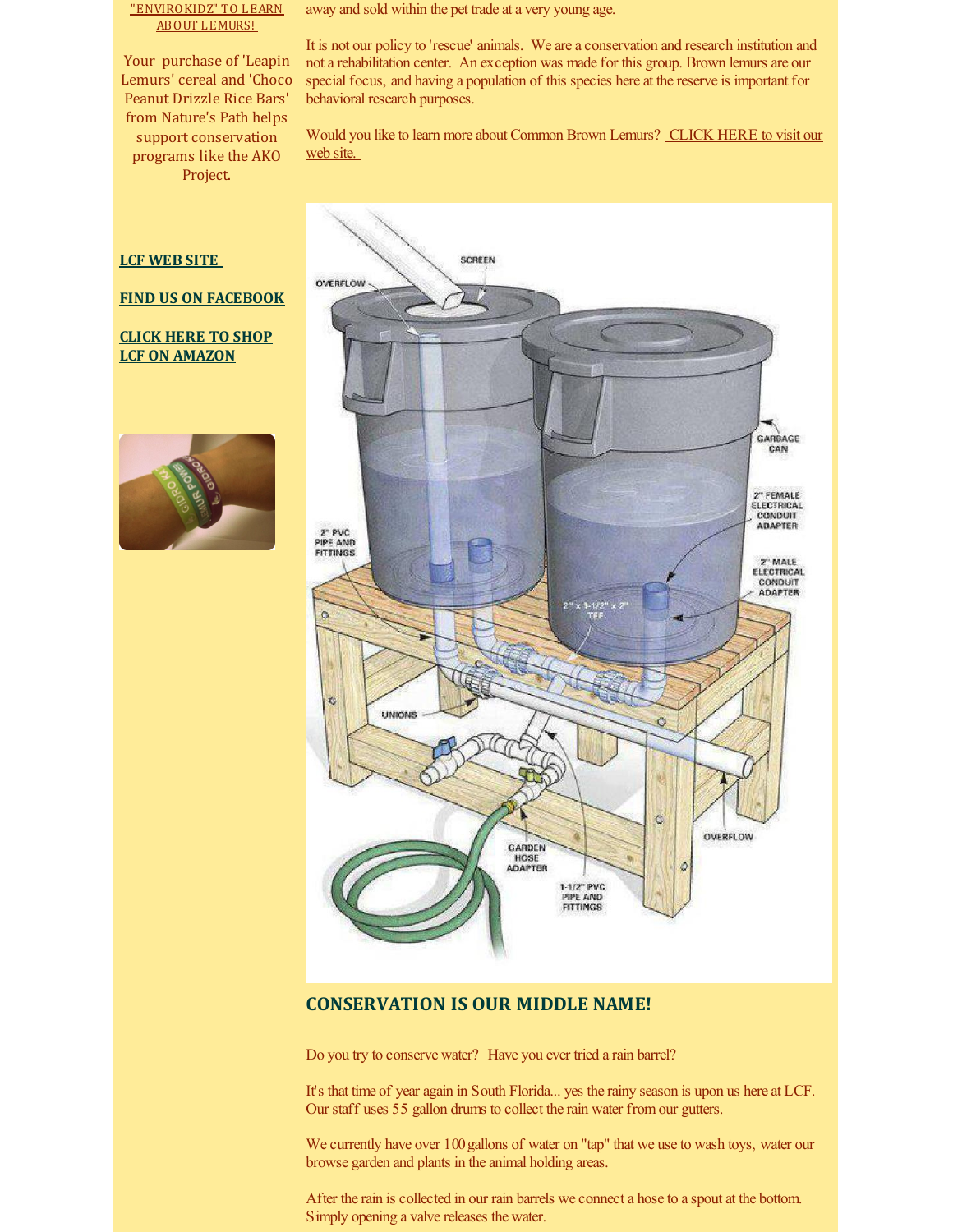"ENVIROKIDZ" TO LEARN ABOUT LEMURS!

Your purchase of 'Leapin Lemurs' cereal and 'Choco Peanut Drizzle Rice Bars' from Nature's Path helps support conservation programs like the AKO Project.

**LCF WEB SITE**

**FIND US ON FACEBOOK**

**CLICK HERE TO SHOP LCF ON AMAZON**

away and sold within the pet trade at a very young age.

It is not our policy to 'rescue' animals. We are a conservation and research institution and not a rehabilitation center. An exception was made for this group. Brown lemurs are our special focus, and having a population of this species here at the reserve is important for behavioral research purposes.

Would you like to learn more about Common Brown Lemurs? CLICK HERE to visit our web site.

## CONSERVATION IS OUR MIDDLE NAME!

Do you try to conserve water? Have you ever tried a rain barrel?

It's that time of year again in South Florida... yes the rainy season is upon us here at LCF. Our staff uses 55 gallon drums to collect the rain water from our gutters.

We currently have over 100 gallons of water on "tap" that we use to wash toys, water our browse garden and plants in the animal holding areas.

After the rain is collected in our rain barrels we connect a hose to a spout at the bottom. Simply opening a valve releases the water.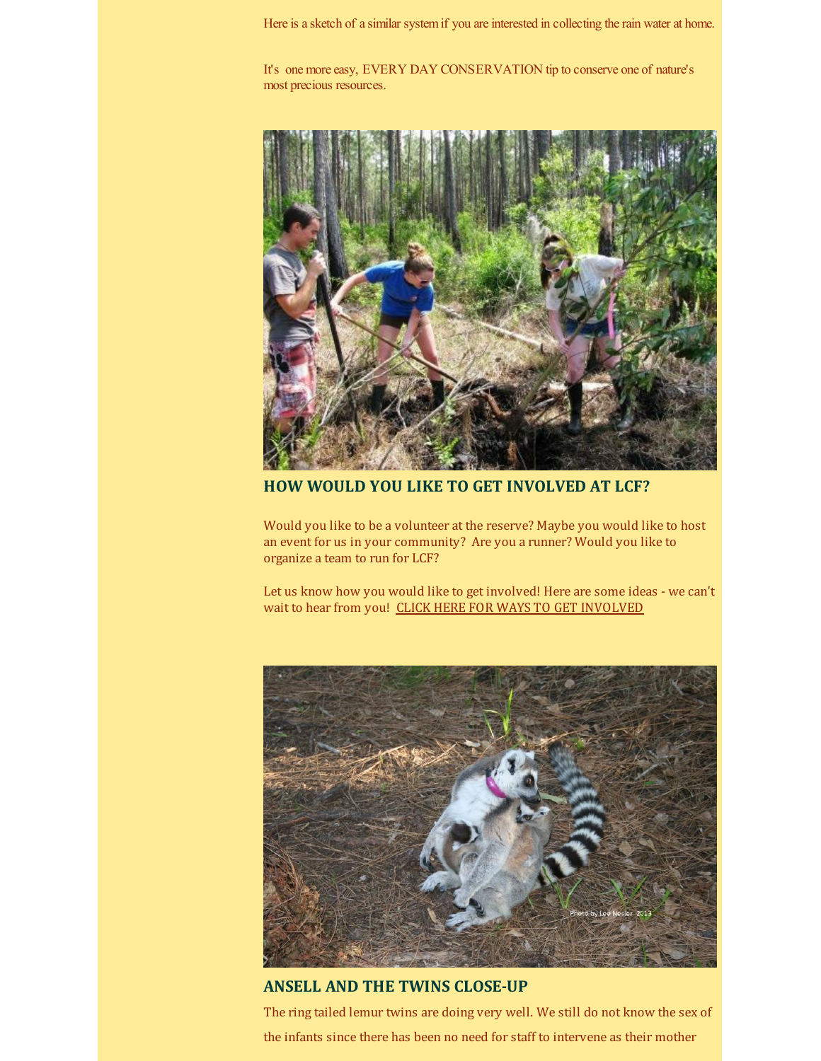Here is a sketch of a similar system if you are interested in collecting the rain water at home.

It's one more easy, EVERY DAY CONSERVATION tip to conserve one of nature's most precious resources.

## HOW WOULD YOU LIKE TO GET INVOLVED AT LCF?

Would you like to be a volunteer at the reserve? Maybe you would like to host an event for us in your community? Are you a runner? Would you like to organize a team to run for LCF?

Let us know how you would like to get involved! Here are some ideas - we can't wait to hear from you! CLICK HERE FOR WAYS TO GET INVOLVED

Photo by Lee Nesler 2013

## ANSELL AND THE TWINS CLOSE-UP

The ring tailed lemur twins are doing very well. We still do not know the sex of the infants since there has been no need for staff to intervene as their mother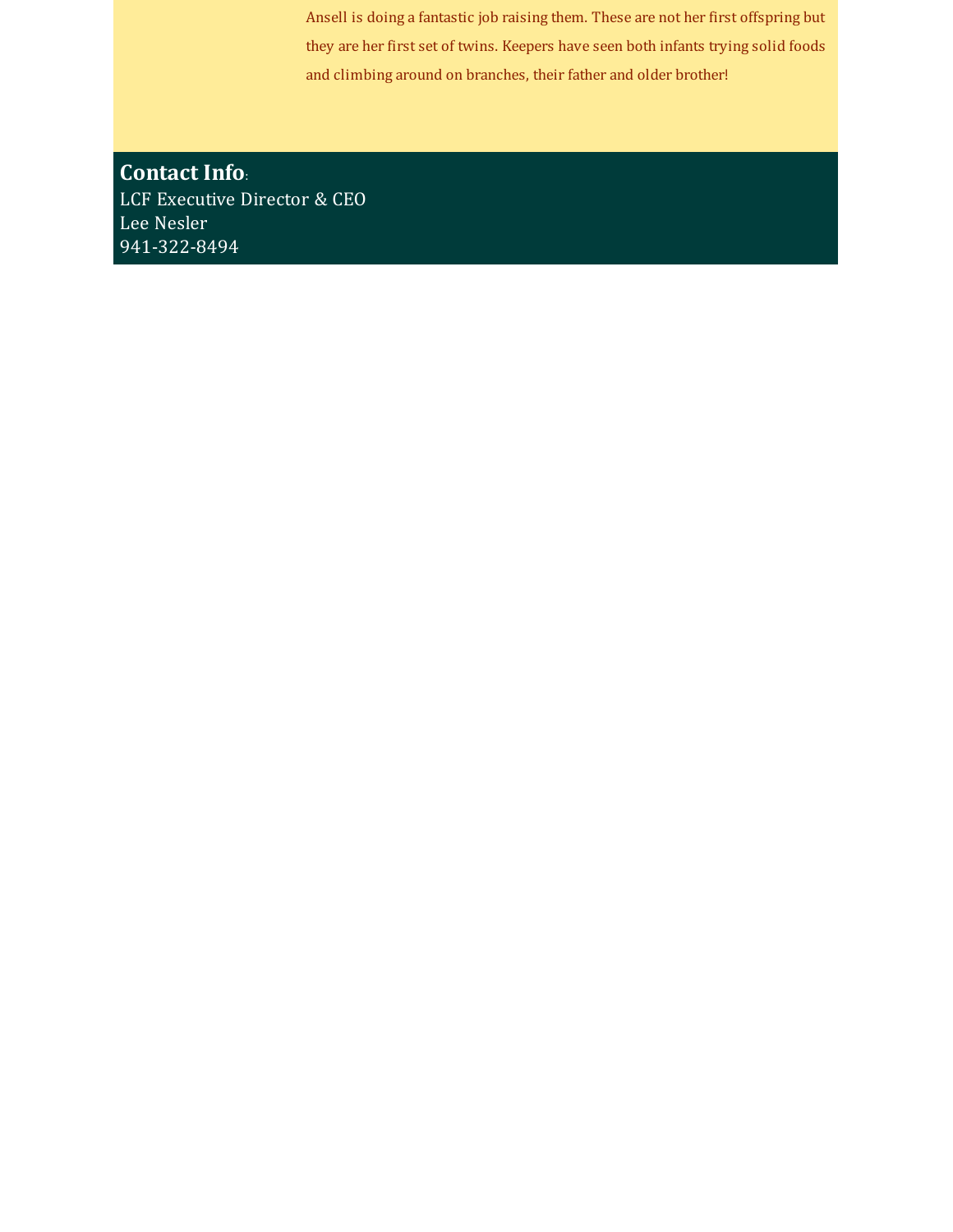Ansell is doing a fantastic job raising them. These are not her first offspring but they are her first set of twins. Keepers have seen both infants trying solid foods and climbing around on branches, their father and older brother!

**Contact Info**:
LCF Executive Director & CEO
Lee Nesler
941-322-8494